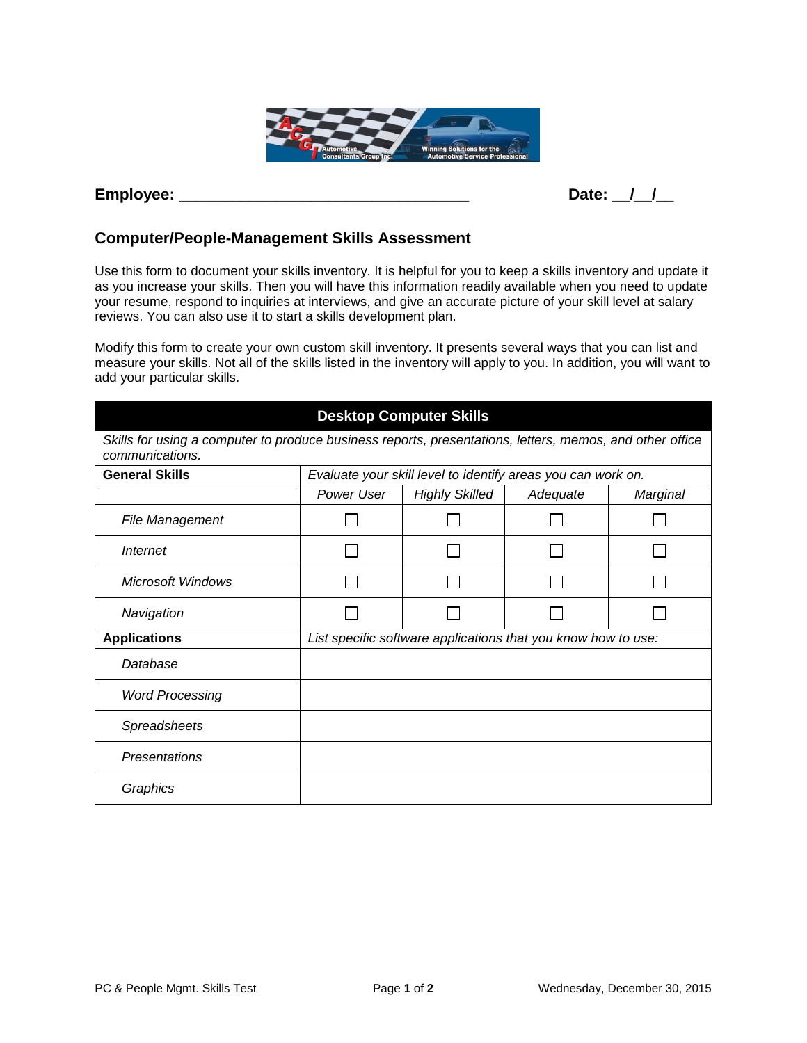**Employee:** ___________________________________ **Date:** __/__/__

## Computer/People-Management Skills Assessment

Use this form to document your skills inventory. It is helpful for you to keep a skills inventory and update it as you increase your skills. Then you will have this information readily available when you need to update your resume, respond to inquiries at interviews, and give an accurate picture of your skill level at salary reviews. You can also use it to start a skills development plan.

Modify this form to create your own custom skill inventory. It presents several ways that you can list and measure your skills. Not all of the skills listed in the inventory will apply to you. In addition, you will want to add your particular skills.

| **Desktop Computer Skills** | | | | |
|---|---|---|---|---|
| *Skills for using a computer to produce business reports, presentations, letters, memos, and other office communications.* | | | | |
| **General Skills** | *Evaluate your skill level to identify areas you can work on.* | | | |
| | *Power User* | *Highly Skilled* | *Adequate* | *Marginal* |
| *File Management* | ☐ | ☐ | ☐ | ☐ |
| *Internet* | ☐ | ☐ | ☐ | ☐ |
| *Microsoft Windows* | ☐ | ☐ | ☐ | ☐ |
| *Navigation* | ☐ | ☐ | ☐ | ☐ |
| **Applications** | *List specific software applications that you know how to use:* | | | |
| *Database* | | | | |
| *Word Processing* | | | | |
| *Spreadsheets* | | | | |
| *Presentations* | | | | |
| *Graphics* | | | | |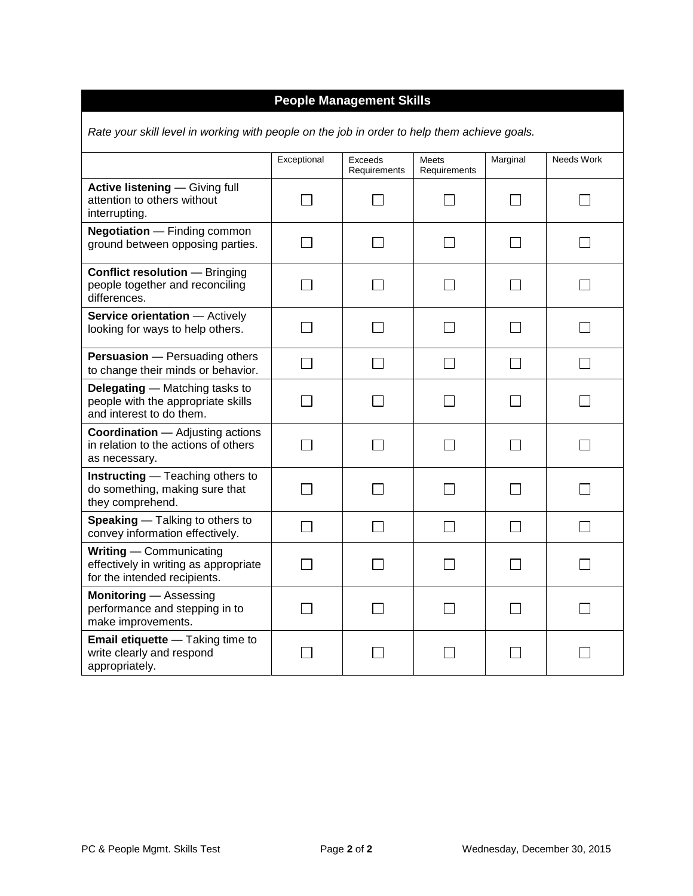## People Management Skills

*Rate your skill level in working with people on the job in order to help them achieve goals.*

| | Exceptional | Exceeds Requirements | Meets Requirements | Marginal | Needs Work |
|---|---|---|---|---|---|
| **Active listening** — Giving full attention to others without interrupting. | ☐ | ☐ | ☐ | ☐ | ☐ |
| **Negotiation** — Finding common ground between opposing parties. | ☐ | ☐ | ☐ | ☐ | ☐ |
| **Conflict resolution** — Bringing people together and reconciling differences. | ☐ | ☐ | ☐ | ☐ | ☐ |
| **Service orientation** — Actively looking for ways to help others. | ☐ | ☐ | ☐ | ☐ | ☐ |
| **Persuasion** — Persuading others to change their minds or behavior. | ☐ | ☐ | ☐ | ☐ | ☐ |
| **Delegating** — Matching tasks to people with the appropriate skills and interest to do them. | ☐ | ☐ | ☐ | ☐ | ☐ |
| **Coordination** — Adjusting actions in relation to the actions of others as necessary. | ☐ | ☐ | ☐ | ☐ | ☐ |
| **Instructing** — Teaching others to do something, making sure that they comprehend. | ☐ | ☐ | ☐ | ☐ | ☐ |
| **Speaking** — Talking to others to convey information effectively. | ☐ | ☐ | ☐ | ☐ | ☐ |
| **Writing** — Communicating effectively in writing as appropriate for the intended recipients. | ☐ | ☐ | ☐ | ☐ | ☐ |
| **Monitoring** — Assessing performance and stepping in to make improvements. | ☐ | ☐ | ☐ | ☐ | ☐ |
| **Email etiquette** — Taking time to write clearly and respond appropriately. | ☐ | ☐ | ☐ | ☐ | ☐ |